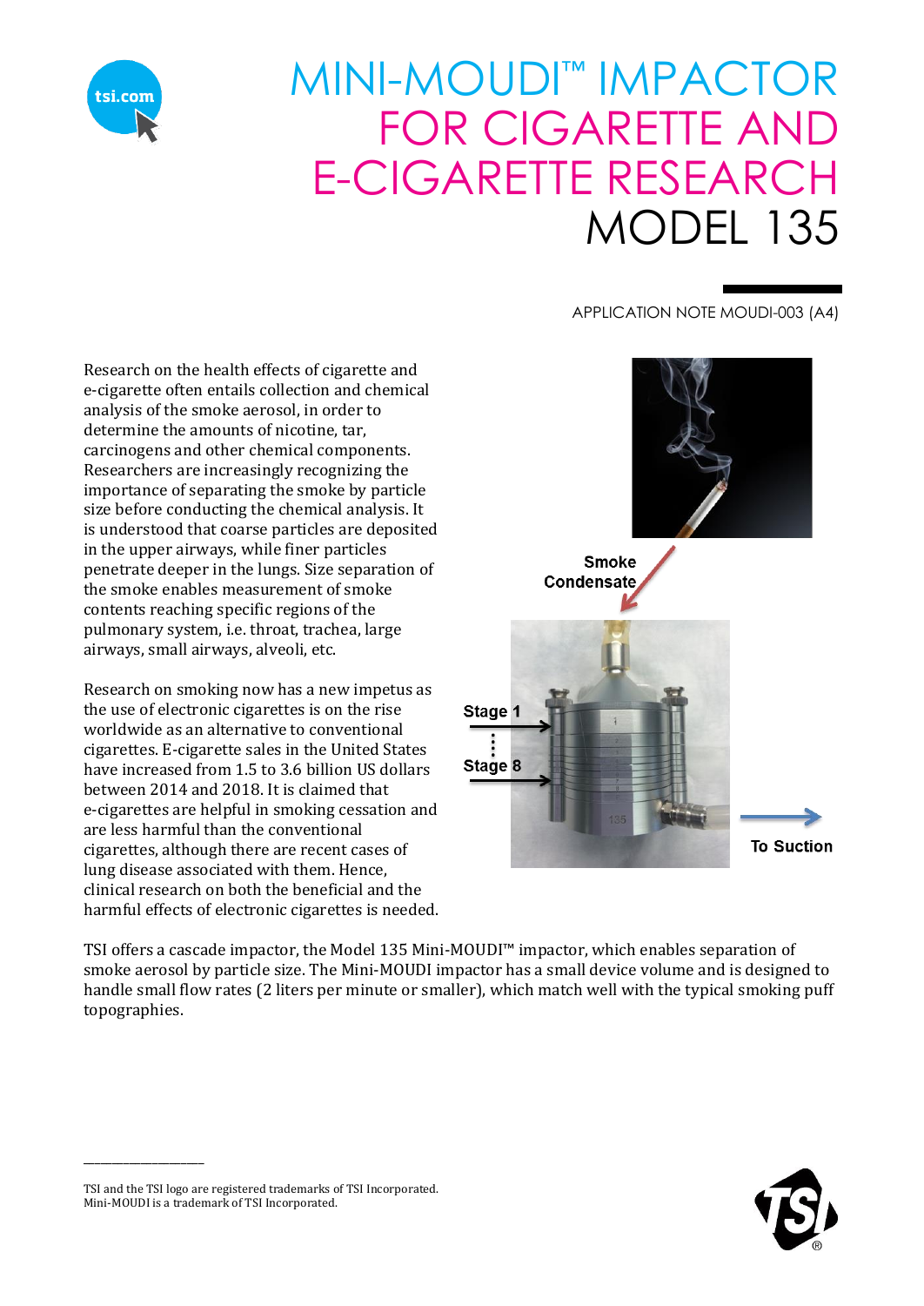# MINI-MOUDI™ IMPACTOR FOR CIGARETTE AND E-CIGARETTE RESEARCH MODEL 135

APPLICATION NOTE MOUDI-003 (A4)

Research on the health effects of cigarette and e-cigarette often entails collection and chemical analysis of the smoke aerosol, in order to determine the amounts of nicotine, tar, carcinogens and other chemical components. Researchers are increasingly recognizing the importance of separating the smoke by particle size before conducting the chemical analysis. It is understood that coarse particles are deposited in the upper airways, while finer particles penetrate deeper in the lungs. Size separation of the smoke enables measurement of smoke contents reaching specific regions of the pulmonary system, i.e. throat, trachea, large airways, small airways, alveoli, etc.

Research on smoking now has a new impetus as the use of electronic cigarettes is on the rise worldwide as an alternative to conventional cigarettes. E-cigarette sales in the United States have increased from 1.5 to 3.6 billion US dollars between 2014 and 2018. It is claimed that e-cigarettes are helpful in smoking cessation and are less harmful than the conventional cigarettes, although there are recent cases of lung disease associated with them. Hence, clinical research on both the beneficial and the harmful effects of electronic cigarettes is needed.

Smoke Condensate

Stage 1

Stage 8

To Suction

TSI offers a cascade impactor, the Model 135 Mini-MOUDI™ impactor, which enables separation of smoke aerosol by particle size. The Mini-MOUDI impactor has a small device volume and is designed to handle small flow rates (2 liters per minute or smaller), which match well with the typical smoking puff topographies.

TSI and the TSI logo are registered trademarks of TSI Incorporated.
Mini-MOUDI is a trademark of TSI Incorporated.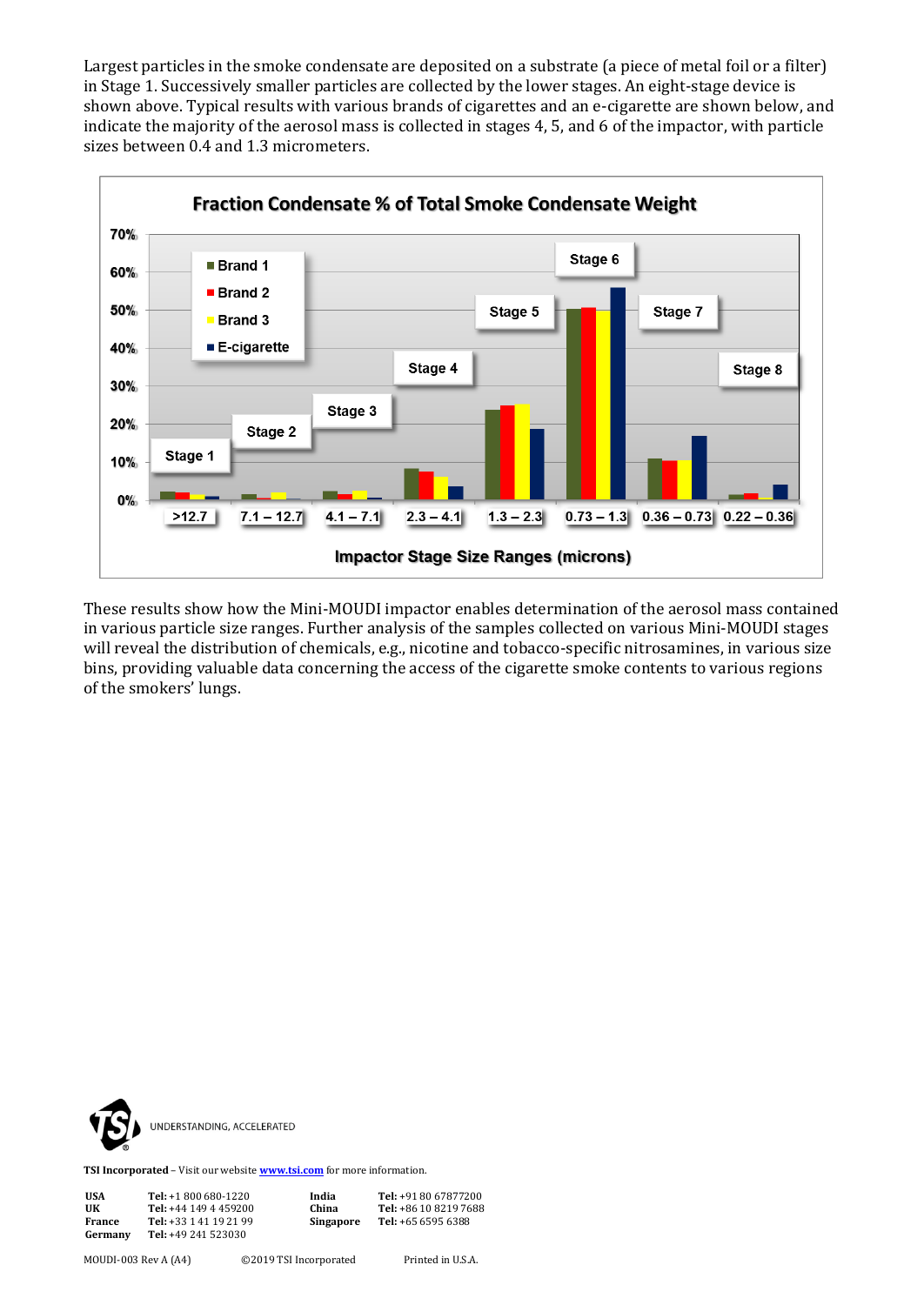Largest particles in the smoke condensate are deposited on a substrate (a piece of metal foil or a filter) in Stage 1. Successively smaller particles are collected by the lower stages. An eight-stage device is shown above. Typical results with various brands of cigarettes and an e-cigarette are shown below, and indicate the majority of the aerosol mass is collected in stages 4, 5, and 6 of the impactor, with particle sizes between 0.4 and 1.3 micrometers.

Fraction Condensate % of Total Smoke Condensate Weight

70%
60%
50%
40%
30%
20%
10%
0%

Brand 1
Brand 2
Brand 3
E-cigarette

Stage 1
Stage 2
Stage 3
Stage 4
Stage 5
Stage 6
Stage 7
Stage 8

>12.7
7.1 – 12.7
4.1 – 7.1
2.3 – 4.1
1.3 – 2.3
0.73 – 1.3
0.36 – 0.73
0.22 – 0.36

Impactor Stage Size Ranges (microns)

These results show how the Mini-MOUDI impactor enables determination of the aerosol mass contained in various particle size ranges. Further analysis of the samples collected on various Mini-MOUDI stages will reveal the distribution of chemicals, e.g., nicotine and tobacco-specific nitrosamines, in various size bins, providing valuable data concerning the access of the cigarette smoke contents to various regions of the smokers' lungs.

UNDERSTANDING, ACCELERATED

**TSI Incorporated** – Visit our website **www.tsi.com** for more information.

| | | | |
|---|---|---|---|
| **USA** | **Tel:** +1 800 680-1220 | **India** | **Tel:** +91 80 67877200 |
| **UK** | **Tel:** +44 149 4 459200 | **China** | **Tel:** +86 10 8219 7688 |
| **France** | **Tel:** +33 1 41 19 21 99 | **Singapore** | **Tel:** +65 6595 6388 |
| **Germany** | **Tel:** +49 241 523030 | | |

MOUDI-003 Rev A (A4) ©2019 TSI Incorporated Printed in U.S.A.